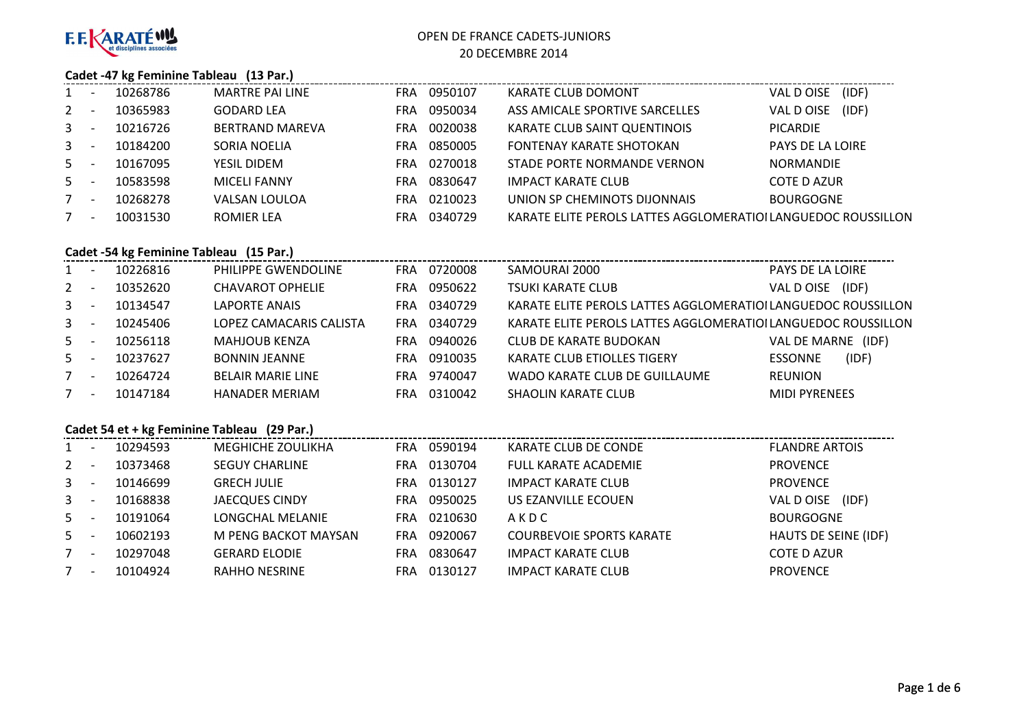F.F. KARATÉ et disciplines associées

# OPEN DE FRANCE CADETS-JUNIORS

20 DECEMBRE 2014

### Cadet -47 kg Feminine Tableau (13 Par.)

| | | | | | | | |
|---|---|---|---|---|---|---|---|
| 1 | - | 10268786 | MARTRE PAI LINE | FRA | 0950107 | KARATE CLUB DOMONT | VAL D OISE (IDF) |
| 2 | - | 10365983 | GODARD LEA | FRA | 0950034 | ASS AMICALE SPORTIVE SARCELLES | VAL D OISE (IDF) |
| 3 | - | 10216726 | BERTRAND MAREVA | FRA | 0020038 | KARATE CLUB SAINT QUENTINOIS | PICARDIE |
| 3 | - | 10184200 | SORIA NOELIA | FRA | 0850005 | FONTENAY KARATE SHOTOKAN | PAYS DE LA LOIRE |
| 5 | - | 10167095 | YESIL DIDEM | FRA | 0270018 | STADE PORTE NORMANDE VERNON | NORMANDIE |
| 5 | - | 10583598 | MICELI FANNY | FRA | 0830647 | IMPACT KARATE CLUB | COTE D AZUR |
| 7 | - | 10268278 | VALSAN LOULOA | FRA | 0210023 | UNION SP CHEMINOTS DIJONNAIS | BOURGOGNE |
| 7 | - | 10031530 | ROMIER LEA | FRA | 0340729 | KARATE ELITE PEROLS LATTES AGGLOMERATIOI | LANGUEDOC ROUSSILLON |

### Cadet -54 kg Feminine Tableau (15 Par.)

| | | | | | | | |
|---|---|---|---|---|---|---|---|
| 1 | - | 10226816 | PHILIPPE GWENDOLINE | FRA | 0720008 | SAMOURAI 2000 | PAYS DE LA LOIRE |
| 2 | - | 10352620 | CHAVAROT OPHELIE | FRA | 0950622 | TSUKI KARATE CLUB | VAL D OISE (IDF) |
| 3 | - | 10134547 | LAPORTE ANAIS | FRA | 0340729 | KARATE ELITE PEROLS LATTES AGGLOMERATIOI | LANGUEDOC ROUSSILLON |
| 3 | - | 10245406 | LOPEZ CAMACARIS CALISTA | FRA | 0340729 | KARATE ELITE PEROLS LATTES AGGLOMERATIOI | LANGUEDOC ROUSSILLON |
| 5 | - | 10256118 | MAHJOUB KENZA | FRA | 0940026 | CLUB DE KARATE BUDOKAN | VAL DE MARNE (IDF) |
| 5 | - | 10237627 | BONNIN JEANNE | FRA | 0910035 | KARATE CLUB ETIOLLES TIGERY | ESSONNE (IDF) |
| 7 | - | 10264724 | BELAIR MARIE LINE | FRA | 9740047 | WADO KARATE CLUB DE GUILLAUME | REUNION |
| 7 | - | 10147184 | HANADER MERIAM | FRA | 0310042 | SHAOLIN KARATE CLUB | MIDI PYRENEES |

### Cadet 54 et + kg Feminine Tableau (29 Par.)

| | | | | | | | |
|---|---|---|---|---|---|---|---|
| 1 | - | 10294593 | MEGHICHE ZOULIKHA | FRA | 0590194 | KARATE CLUB DE CONDE | FLANDRE ARTOIS |
| 2 | - | 10373468 | SEGUY CHARLINE | FRA | 0130704 | FULL KARATE ACADEMIE | PROVENCE |
| 3 | - | 10146699 | GRECH JULIE | FRA | 0130127 | IMPACT KARATE CLUB | PROVENCE |
| 3 | - | 10168838 | JAECQUES CINDY | FRA | 0950025 | US EZANVILLE ECOUEN | VAL D OISE (IDF) |
| 5 | - | 10191064 | LONGCHAL MELANIE | FRA | 0210630 | A K D C | BOURGOGNE |
| 5 | - | 10602193 | M PENG BACKOT MAYSAN | FRA | 0920067 | COURBEVOIE SPORTS KARATE | HAUTS DE SEINE (IDF) |
| 7 | - | 10297048 | GERARD ELODIE | FRA | 0830647 | IMPACT KARATE CLUB | COTE D AZUR |
| 7 | - | 10104924 | RAHHO NESRINE | FRA | 0130127 | IMPACT KARATE CLUB | PROVENCE |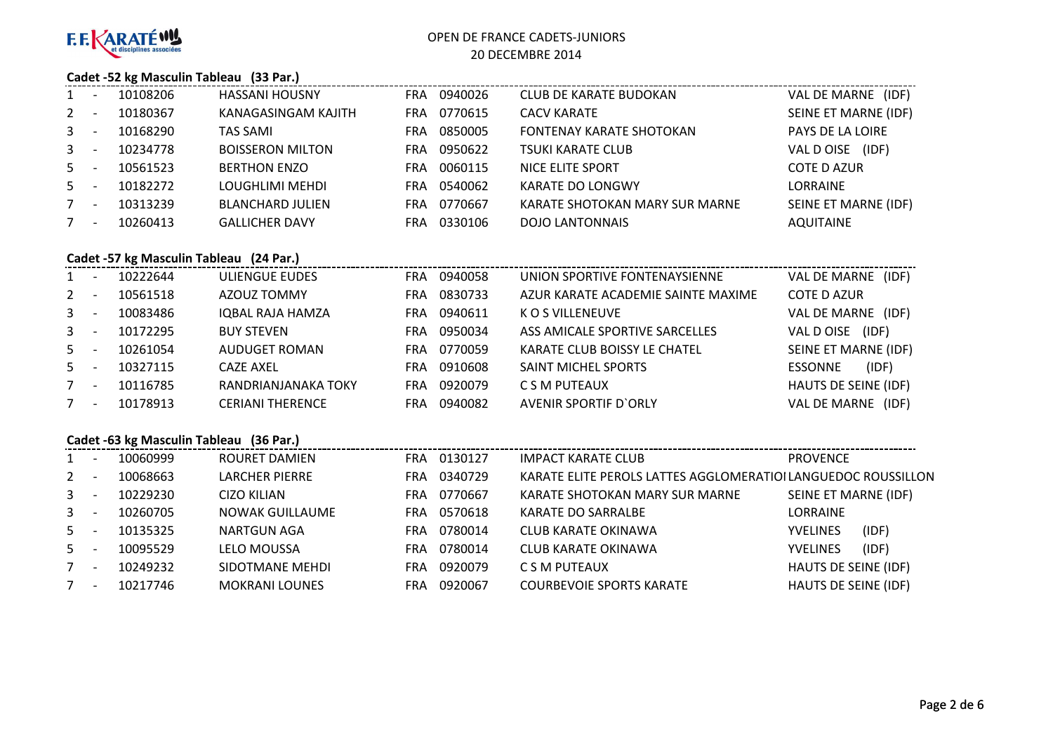F.F. KARATÉ et disciplines associées

OPEN DE FRANCE CADETS-JUNIORS

20 DECEMBRE 2014

### Cadet -52 kg Masculin Tableau (33 Par.)

| | | | | | | | |
|---|---|---|---|---|---|---|---|
| 1 | - | 10108206 | HASSANI HOUSNY | FRA | 0940026 | CLUB DE KARATE BUDOKAN | VAL DE MARNE (IDF) |
| 2 | - | 10180367 | KANAGASINGAM KAJITH | FRA | 0770615 | CACV KARATE | SEINE ET MARNE (IDF) |
| 3 | - | 10168290 | TAS SAMI | FRA | 0850005 | FONTENAY KARATE SHOTOKAN | PAYS DE LA LOIRE |
| 3 | - | 10234778 | BOISSERON MILTON | FRA | 0950622 | TSUKI KARATE CLUB | VAL D OISE (IDF) |
| 5 | - | 10561523 | BERTHON ENZO | FRA | 0060115 | NICE ELITE SPORT | COTE D AZUR |
| 5 | - | 10182272 | LOUGHLIMI MEHDI | FRA | 0540062 | KARATE DO LONGWY | LORRAINE |
| 7 | - | 10313239 | BLANCHARD JULIEN | FRA | 0770667 | KARATE SHOTOKAN MARY SUR MARNE | SEINE ET MARNE (IDF) |
| 7 | - | 10260413 | GALLICHER DAVY | FRA | 0330106 | DOJO LANTONNAIS | AQUITAINE |

### Cadet -57 kg Masculin Tableau (24 Par.)

| | | | | | | | |
|---|---|---|---|---|---|---|---|
| 1 | - | 10222644 | ULIENGUE EUDES | FRA | 0940058 | UNION SPORTIVE FONTENAYSIENNE | VAL DE MARNE (IDF) |
| 2 | - | 10561518 | AZOUZ TOMMY | FRA | 0830733 | AZUR KARATE ACADEMIE SAINTE MAXIME | COTE D AZUR |
| 3 | - | 10083486 | IQBAL RAJA HAMZA | FRA | 0940611 | K O S VILLENEUVE | VAL DE MARNE (IDF) |
| 3 | - | 10172295 | BUY STEVEN | FRA | 0950034 | ASS AMICALE SPORTIVE SARCELLES | VAL D OISE (IDF) |
| 5 | - | 10261054 | AUDUGET ROMAN | FRA | 0770059 | KARATE CLUB BOISSY LE CHATEL | SEINE ET MARNE (IDF) |
| 5 | - | 10327115 | CAZE AXEL | FRA | 0910608 | SAINT MICHEL SPORTS | ESSONNE (IDF) |
| 7 | - | 10116785 | RANDRIANJANAKA TOKY | FRA | 0920079 | C S M PUTEAUX | HAUTS DE SEINE (IDF) |
| 7 | - | 10178913 | CERIANI THERENCE | FRA | 0940082 | AVENIR SPORTIF D`ORLY | VAL DE MARNE (IDF) |

### Cadet -63 kg Masculin Tableau (36 Par.)

| | | | | | | | |
|---|---|---|---|---|---|---|---|
| 1 | - | 10060999 | ROURET DAMIEN | FRA | 0130127 | IMPACT KARATE CLUB | PROVENCE |
| 2 | - | 10068663 | LARCHER PIERRE | FRA | 0340729 | KARATE ELITE PEROLS LATTES AGGLOMERATIOI | LANGUEDOC ROUSSILLON |
| 3 | - | 10229230 | CIZO KILIAN | FRA | 0770667 | KARATE SHOTOKAN MARY SUR MARNE | SEINE ET MARNE (IDF) |
| 3 | - | 10260705 | NOWAK GUILLAUME | FRA | 0570618 | KARATE DO SARRALBE | LORRAINE |
| 5 | - | 10135325 | NARTGUN AGA | FRA | 0780014 | CLUB KARATE OKINAWA | YVELINES (IDF) |
| 5 | - | 10095529 | LELO MOUSSA | FRA | 0780014 | CLUB KARATE OKINAWA | YVELINES (IDF) |
| 7 | - | 10249232 | SIDOTMANE MEHDI | FRA | 0920079 | C S M PUTEAUX | HAUTS DE SEINE (IDF) |
| 7 | - | 10217746 | MOKRANI LOUNES | FRA | 0920067 | COURBEVOIE SPORTS KARATE | HAUTS DE SEINE (IDF) |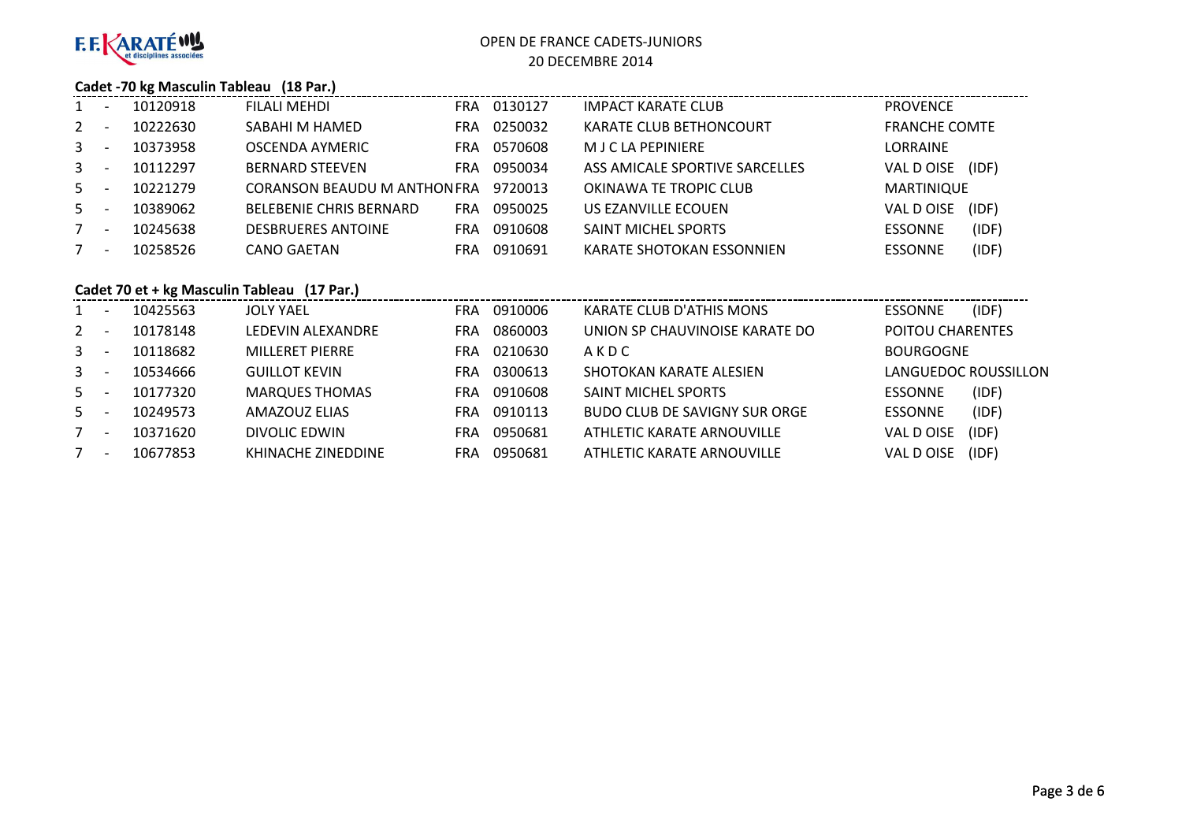OPEN DE FRANCE CADETS-JUNIORS
20 DECEMBRE 2014

### Cadet -70 kg Masculin Tableau (18 Par.)

| | | | | | | | | |
|---|---|---|---|---|---|---|---|---|
| 1 | - | 10120918 | FILALI MEHDI | FRA | 0130127 | IMPACT KARATE CLUB | PROVENCE | |
| 2 | - | 10222630 | SABAHI M HAMED | FRA | 0250032 | KARATE CLUB BETHONCOURT | FRANCHE COMTE | |
| 3 | - | 10373958 | OSCENDA AYMERIC | FRA | 0570608 | M J C LA PEPINIERE | LORRAINE | |
| 3 | - | 10112297 | BERNARD STEEVEN | FRA | 0950034 | ASS AMICALE SPORTIVE SARCELLES | VAL D OISE | (IDF) |
| 5 | - | 10221279 | CORANSON BEAUDU M ANTHON | FRA | 9720013 | OKINAWA TE TROPIC CLUB | MARTINIQUE | |
| 5 | - | 10389062 | BELEBENIE CHRIS BERNARD | FRA | 0950025 | US EZANVILLE ECOUEN | VAL D OISE | (IDF) |
| 7 | - | 10245638 | DESBRUERES ANTOINE | FRA | 0910608 | SAINT MICHEL SPORTS | ESSONNE | (IDF) |
| 7 | - | 10258526 | CANO GAETAN | FRA | 0910691 | KARATE SHOTOKAN ESSONNIEN | ESSONNE | (IDF) |

### Cadet 70 et + kg Masculin Tableau (17 Par.)

| | | | | | | | | |
|---|---|---|---|---|---|---|---|---|
| 1 | - | 10425563 | JOLY YAEL | FRA | 0910006 | KARATE CLUB D'ATHIS MONS | ESSONNE | (IDF) |
| 2 | - | 10178148 | LEDEVIN ALEXANDRE | FRA | 0860003 | UNION SP CHAUVINOISE KARATE DO | POITOU CHARENTES | |
| 3 | - | 10118682 | MILLERET PIERRE | FRA | 0210630 | A K D C | BOURGOGNE | |
| 3 | - | 10534666 | GUILLOT KEVIN | FRA | 0300613 | SHOTOKAN KARATE ALESIEN | LANGUEDOC ROUSSILLON | |
| 5 | - | 10177320 | MARQUES THOMAS | FRA | 0910608 | SAINT MICHEL SPORTS | ESSONNE | (IDF) |
| 5 | - | 10249573 | AMAZOUZ ELIAS | FRA | 0910113 | BUDO CLUB DE SAVIGNY SUR ORGE | ESSONNE | (IDF) |
| 7 | - | 10371620 | DIVOLIC EDWIN | FRA | 0950681 | ATHLETIC KARATE ARNOUVILLE | VAL D OISE | (IDF) |
| 7 | - | 10677853 | KHINACHE ZINEDDINE | FRA | 0950681 | ATHLETIC KARATE ARNOUVILLE | VAL D OISE | (IDF) |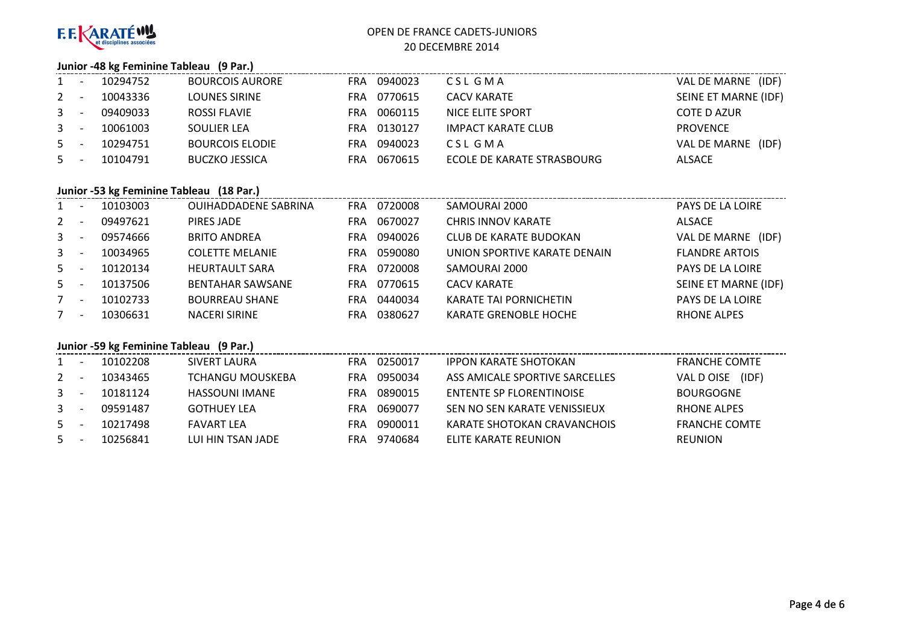F.F. KARATÉ et disciplines associées

OPEN DE FRANCE CADETS-JUNIORS
20 DECEMBRE 2014

### Junior -48 kg Feminine Tableau (9 Par.)

| | | | | | | | |
|---|---|---|---|---|---|---|---|
| 1 | - | 10294752 | BOURCOIS AURORE | FRA | 0940023 | C S L G M A | VAL DE MARNE (IDF) |
| 2 | - | 10043336 | LOUNES SIRINE | FRA | 0770615 | CACV KARATE | SEINE ET MARNE (IDF) |
| 3 | - | 09409033 | ROSSI FLAVIE | FRA | 0060115 | NICE ELITE SPORT | COTE D AZUR |
| 3 | - | 10061003 | SOULIER LEA | FRA | 0130127 | IMPACT KARATE CLUB | PROVENCE |
| 5 | - | 10294751 | BOURCOIS ELODIE | FRA | 0940023 | C S L G M A | VAL DE MARNE (IDF) |
| 5 | - | 10104791 | BUCZKO JESSICA | FRA | 0670615 | ECOLE DE KARATE STRASBOURG | ALSACE |

### Junior -53 kg Feminine Tableau (18 Par.)

| | | | | | | | |
|---|---|---|---|---|---|---|---|
| 1 | - | 10103003 | OUIHADDADENE SABRINA | FRA | 0720008 | SAMOURAI 2000 | PAYS DE LA LOIRE |
| 2 | - | 09497621 | PIRES JADE | FRA | 0670027 | CHRIS INNOV KARATE | ALSACE |
| 3 | - | 09574666 | BRITO ANDREA | FRA | 0940026 | CLUB DE KARATE BUDOKAN | VAL DE MARNE (IDF) |
| 3 | - | 10034965 | COLETTE MELANIE | FRA | 0590080 | UNION SPORTIVE KARATE DENAIN | FLANDRE ARTOIS |
| 5 | - | 10120134 | HEURTAULT SARA | FRA | 0720008 | SAMOURAI 2000 | PAYS DE LA LOIRE |
| 5 | - | 10137506 | BENTAHAR SAWSANE | FRA | 0770615 | CACV KARATE | SEINE ET MARNE (IDF) |
| 7 | - | 10102733 | BOURREAU SHANE | FRA | 0440034 | KARATE TAI PORNICHETIN | PAYS DE LA LOIRE |
| 7 | - | 10306631 | NACERI SIRINE | FRA | 0380627 | KARATE GRENOBLE HOCHE | RHONE ALPES |

### Junior -59 kg Feminine Tableau (9 Par.)

| | | | | | | | |
|---|---|---|---|---|---|---|---|
| 1 | - | 10102208 | SIVERT LAURA | FRA | 0250017 | IPPON KARATE SHOTOKAN | FRANCHE COMTE |
| 2 | - | 10343465 | TCHANGU MOUSKEBA | FRA | 0950034 | ASS AMICALE SPORTIVE SARCELLES | VAL D OISE (IDF) |
| 3 | - | 10181124 | HASSOUNI IMANE | FRA | 0890015 | ENTENTE SP FLORENTINOISE | BOURGOGNE |
| 3 | - | 09591487 | GOTHUEY LEA | FRA | 0690077 | SEN NO SEN KARATE VENISSIEUX | RHONE ALPES |
| 5 | - | 10217498 | FAVART LEA | FRA | 0900011 | KARATE SHOTOKAN CRAVANCHOIS | FRANCHE COMTE |
| 5 | - | 10256841 | LUI HIN TSAN JADE | FRA | 9740684 | ELITE KARATE REUNION | REUNION |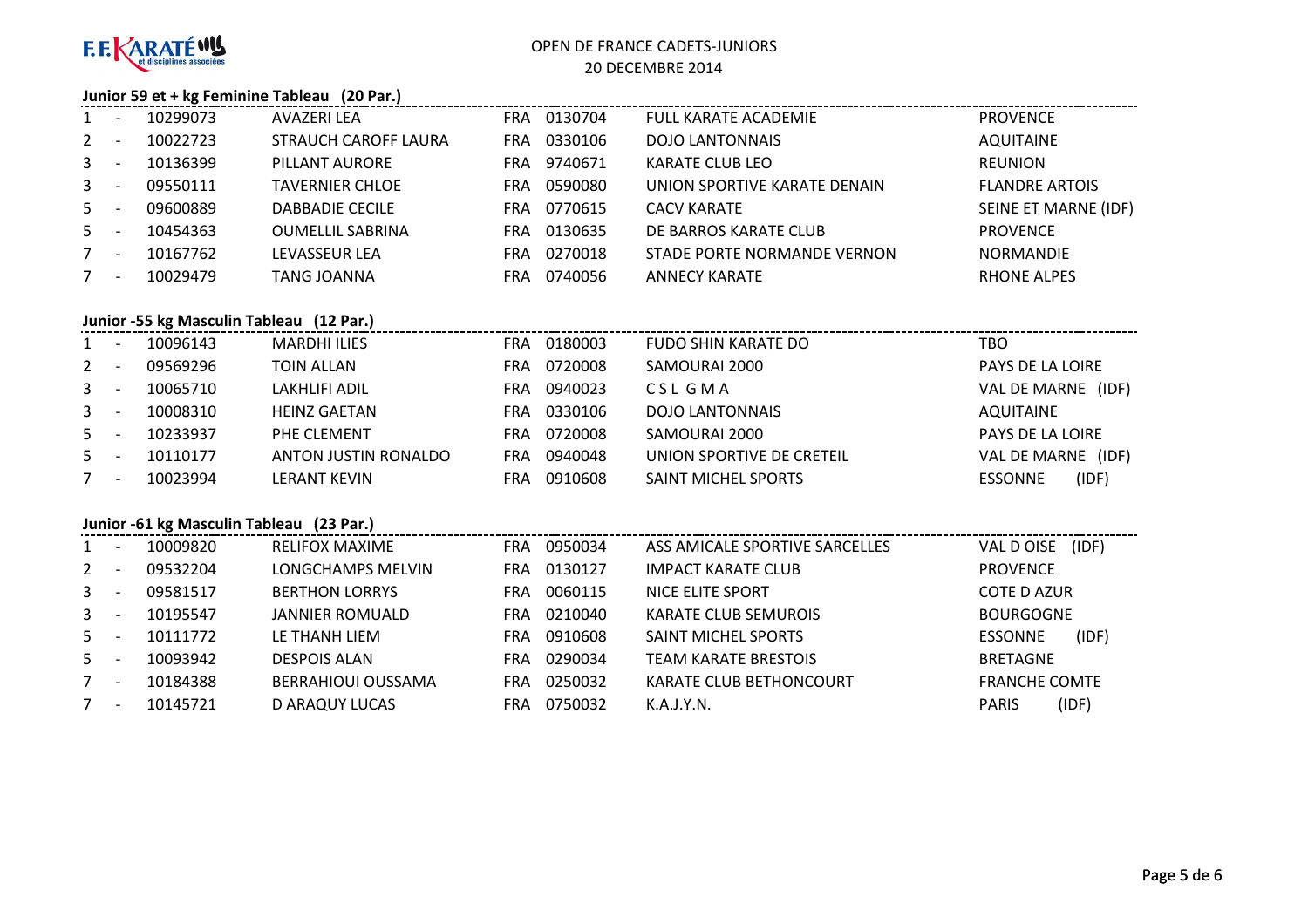F.F.KARATÉ et disciplines associées

OPEN DE FRANCE CADETS-JUNIORS
20 DECEMBRE 2014

### Junior 59 et + kg Feminine Tableau (20 Par.)

| Rang | | Licence | Nom | Pays | Club N° | Club | Ligue |
|---|---|---|---|---|---|---|---|
| 1 | - | 10299073 | AVAZERI LEA | FRA | 0130704 | FULL KARATE ACADEMIE | PROVENCE |
| 2 | - | 10022723 | STRAUCH CAROFF LAURA | FRA | 0330106 | DOJO LANTONNAIS | AQUITAINE |
| 3 | - | 10136399 | PILLANT AURORE | FRA | 9740671 | KARATE CLUB LEO | REUNION |
| 3 | - | 09550111 | TAVERNIER CHLOE | FRA | 0590080 | UNION SPORTIVE KARATE DENAIN | FLANDRE ARTOIS |
| 5 | - | 09600889 | DABBADIE CECILE | FRA | 0770615 | CACV KARATE | SEINE ET MARNE (IDF) |
| 5 | - | 10454363 | OUMELLIL SABRINA | FRA | 0130635 | DE BARROS KARATE CLUB | PROVENCE |
| 7 | - | 10167762 | LEVASSEUR LEA | FRA | 0270018 | STADE PORTE NORMANDE VERNON | NORMANDIE |
| 7 | - | 10029479 | TANG JOANNA | FRA | 0740056 | ANNECY KARATE | RHONE ALPES |

### Junior -55 kg Masculin Tableau (12 Par.)

| Rang | | Licence | Nom | Pays | Club N° | Club | Ligue |
|---|---|---|---|---|---|---|---|
| 1 | - | 10096143 | MARDHI ILIES | FRA | 0180003 | FUDO SHIN KARATE DO | TBO |
| 2 | - | 09569296 | TOIN ALLAN | FRA | 0720008 | SAMOURAI 2000 | PAYS DE LA LOIRE |
| 3 | - | 10065710 | LAKHLIFI ADIL | FRA | 0940023 | C S L G M A | VAL DE MARNE (IDF) |
| 3 | - | 10008310 | HEINZ GAETAN | FRA | 0330106 | DOJO LANTONNAIS | AQUITAINE |
| 5 | - | 10233937 | PHE CLEMENT | FRA | 0720008 | SAMOURAI 2000 | PAYS DE LA LOIRE |
| 5 | - | 10110177 | ANTON JUSTIN RONALDO | FRA | 0940048 | UNION SPORTIVE DE CRETEIL | VAL DE MARNE (IDF) |
| 7 | - | 10023994 | LERANT KEVIN | FRA | 0910608 | SAINT MICHEL SPORTS | ESSONNE (IDF) |

### Junior -61 kg Masculin Tableau (23 Par.)

| Rang | | Licence | Nom | Pays | Club N° | Club | Ligue |
|---|---|---|---|---|---|---|---|
| 1 | - | 10009820 | RELIFOX MAXIME | FRA | 0950034 | ASS AMICALE SPORTIVE SARCELLES | VAL D OISE (IDF) |
| 2 | - | 09532204 | LONGCHAMPS MELVIN | FRA | 0130127 | IMPACT KARATE CLUB | PROVENCE |
| 3 | - | 09581517 | BERTHON LORRYS | FRA | 0060115 | NICE ELITE SPORT | COTE D AZUR |
| 3 | - | 10195547 | JANNIER ROMUALD | FRA | 0210040 | KARATE CLUB SEMUROIS | BOURGOGNE |
| 5 | - | 10111772 | LE THANH LIEM | FRA | 0910608 | SAINT MICHEL SPORTS | ESSONNE (IDF) |
| 5 | - | 10093942 | DESPOIS ALAN | FRA | 0290034 | TEAM KARATE BRESTOIS | BRETAGNE |
| 7 | - | 10184388 | BERRAHIOUI OUSSAMA | FRA | 0250032 | KARATE CLUB BETHONCOURT | FRANCHE COMTE |
| 7 | - | 10145721 | D ARAQUY LUCAS | FRA | 0750032 | K.A.J.Y.N. | PARIS (IDF) |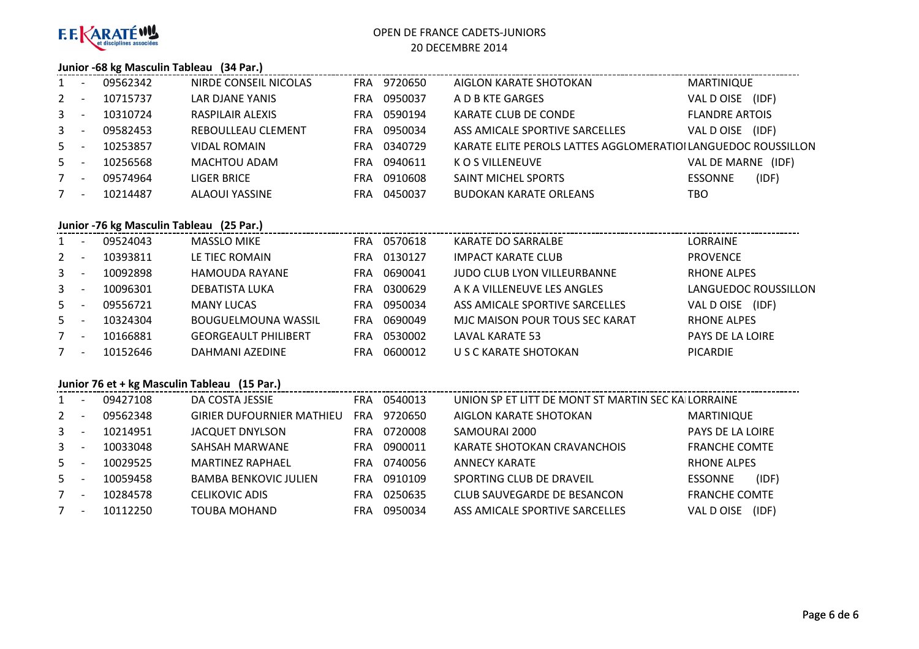F.F.KARATÉ et disciplines associées

OPEN DE FRANCE CADETS-JUNIORS
20 DECEMBRE 2014

### Junior -68 kg Masculin Tableau (34 Par.)

| | | | | | | | | |
|---|---|---|---|---|---|---|---|---|
| 1 | - | 09562342 | NIRDE CONSEIL NICOLAS | FRA | 9720650 | AIGLON KARATE SHOTOKAN | MARTINIQUE |
| 2 | - | 10715737 | LAR DJANE YANIS | FRA | 0950037 | A D B KTE GARGES | VAL D OISE (IDF) |
| 3 | - | 10310724 | RASPILAIR ALEXIS | FRA | 0590194 | KARATE CLUB DE CONDE | FLANDRE ARTOIS |
| 3 | - | 09582453 | REBOULLEAU CLEMENT | FRA | 0950034 | ASS AMICALE SPORTIVE SARCELLES | VAL D OISE (IDF) |
| 5 | - | 10253857 | VIDAL ROMAIN | FRA | 0340729 | KARATE ELITE PEROLS LATTES AGGLOMERATIOI | LANGUEDOC ROUSSILLON |
| 5 | - | 10256568 | MACHTOU ADAM | FRA | 0940611 | K O S VILLENEUVE | VAL DE MARNE (IDF) |
| 7 | - | 09574964 | LIGER BRICE | FRA | 0910608 | SAINT MICHEL SPORTS | ESSONNE (IDF) |
| 7 | - | 10214487 | ALAOUI YASSINE | FRA | 0450037 | BUDOKAN KARATE ORLEANS | TBO |

### Junior -76 kg Masculin Tableau (25 Par.)

| | | | | | | | |
|---|---|---|---|---|---|---|---|
| 1 | - | 09524043 | MASSLO MIKE | FRA | 0570618 | KARATE DO SARRALBE | LORRAINE |
| 2 | - | 10393811 | LE TIEC ROMAIN | FRA | 0130127 | IMPACT KARATE CLUB | PROVENCE |
| 3 | - | 10092898 | HAMOUDA RAYANE | FRA | 0690041 | JUDO CLUB LYON VILLEURBANNE | RHONE ALPES |
| 3 | - | 10096301 | DEBATISTA LUKA | FRA | 0300629 | A K A VILLENEUVE LES ANGLES | LANGUEDOC ROUSSILLON |
| 5 | - | 09556721 | MANY LUCAS | FRA | 0950034 | ASS AMICALE SPORTIVE SARCELLES | VAL D OISE (IDF) |
| 5 | - | 10324304 | BOUGUELMOUNA WASSIL | FRA | 0690049 | MJC MAISON POUR TOUS SEC KARAT | RHONE ALPES |
| 7 | - | 10166881 | GEORGEAULT PHILIBERT | FRA | 0530002 | LAVAL KARATE 53 | PAYS DE LA LOIRE |
| 7 | - | 10152646 | DAHMANI AZEDINE | FRA | 0600012 | U S C KARATE SHOTOKAN | PICARDIE |

### Junior 76 et + kg Masculin Tableau (15 Par.)

| | | | | | | | |
|---|---|---|---|---|---|---|---|
| 1 | - | 09427108 | DA COSTA JESSIE | FRA | 0540013 | UNION SP ET LITT DE MONT ST MARTIN SEC KA | LORRAINE |
| 2 | - | 09562348 | GIRIER DUFOURNIER MATHIEU | FRA | 9720650 | AIGLON KARATE SHOTOKAN | MARTINIQUE |
| 3 | - | 10214951 | JACQUET DNYLSON | FRA | 0720008 | SAMOURAI 2000 | PAYS DE LA LOIRE |
| 3 | - | 10033048 | SAHSAH MARWANE | FRA | 0900011 | KARATE SHOTOKAN CRAVANCHOIS | FRANCHE COMTE |
| 5 | - | 10029525 | MARTINEZ RAPHAEL | FRA | 0740056 | ANNECY KARATE | RHONE ALPES |
| 5 | - | 10059458 | BAMBA BENKOVIC JULIEN | FRA | 0910109 | SPORTING CLUB DE DRAVEIL | ESSONNE (IDF) |
| 7 | - | 10284578 | CELIKOVIC ADIS | FRA | 0250635 | CLUB SAUVEGARDE DE BESANCON | FRANCHE COMTE |
| 7 | - | 10112250 | TOUBA MOHAND | FRA | 0950034 | ASS AMICALE SPORTIVE SARCELLES | VAL D OISE (IDF) |